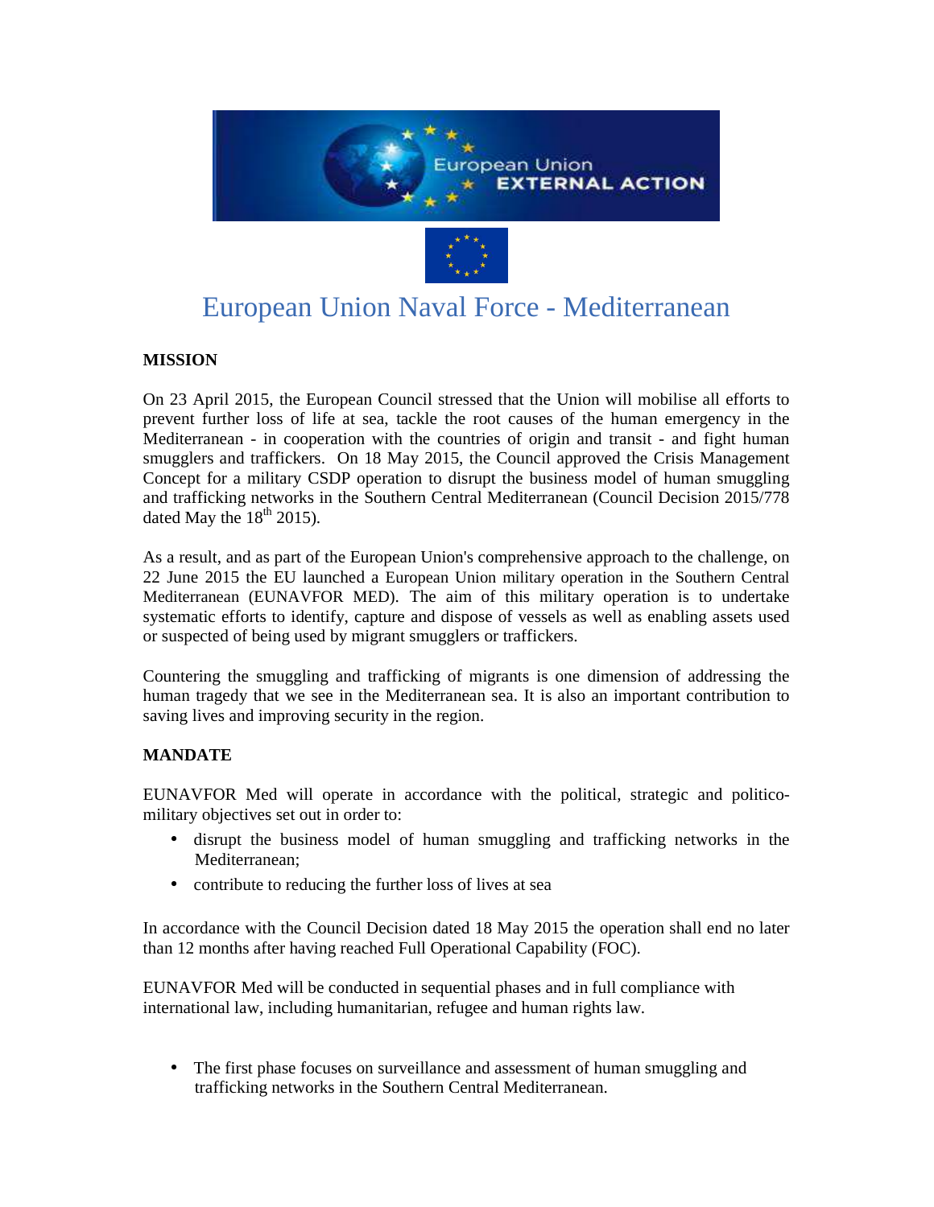# European Union Naval Force - Mediterranean

**MISSION**

On 23 April 2015, the European Council stressed that the Union will mobilise all efforts to prevent further loss of life at sea, tackle the root causes of the human emergency in the Mediterranean - in cooperation with the countries of origin and transit - and fight human smugglers and traffickers. On 18 May 2015, the Council approved the Crisis Management Concept for a military CSDP operation to disrupt the business model of human smuggling and trafficking networks in the Southern Central Mediterranean (Council Decision 2015/778 dated May the 18th 2015).

As a result, and as part of the European Union's comprehensive approach to the challenge, on 22 June 2015 the EU launched a European Union military operation in the Southern Central Mediterranean (EUNAVFOR MED). The aim of this military operation is to undertake systematic efforts to identify, capture and dispose of vessels as well as enabling assets used or suspected of being used by migrant smugglers or traffickers.

Countering the smuggling and trafficking of migrants is one dimension of addressing the human tragedy that we see in the Mediterranean sea. It is also an important contribution to saving lives and improving security in the region.

**MANDATE**

EUNAVFOR Med will operate in accordance with the political, strategic and politico-military objectives set out in order to:

- disrupt the business model of human smuggling and trafficking networks in the Mediterranean;
- contribute to reducing the further loss of lives at sea

In accordance with the Council Decision dated 18 May 2015 the operation shall end no later than 12 months after having reached Full Operational Capability (FOC).

EUNAVFOR Med will be conducted in sequential phases and in full compliance with international law, including humanitarian, refugee and human rights law.

- The first phase focuses on surveillance and assessment of human smuggling and trafficking networks in the Southern Central Mediterranean.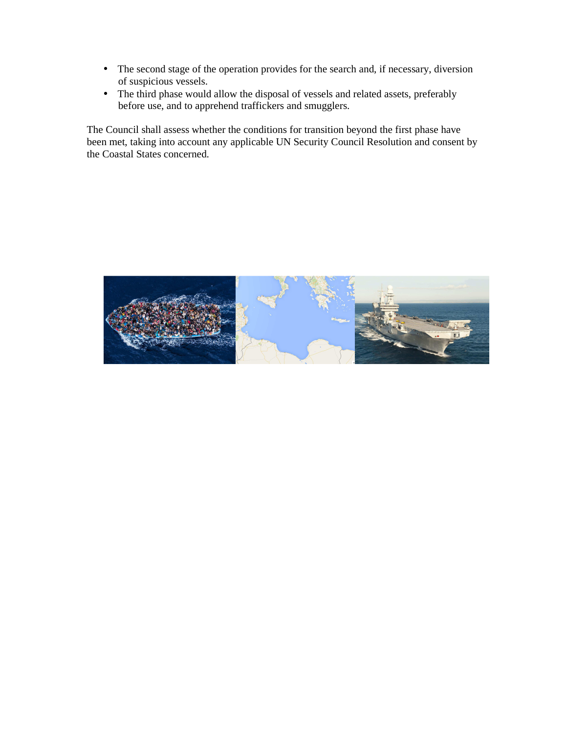- The second stage of the operation provides for the search and, if necessary, diversion of suspicious vessels.
- The third phase would allow the disposal of vessels and related assets, preferably before use, and to apprehend traffickers and smugglers.

The Council shall assess whether the conditions for transition beyond the first phase have been met, taking into account any applicable UN Security Council Resolution and consent by the Coastal States concerned.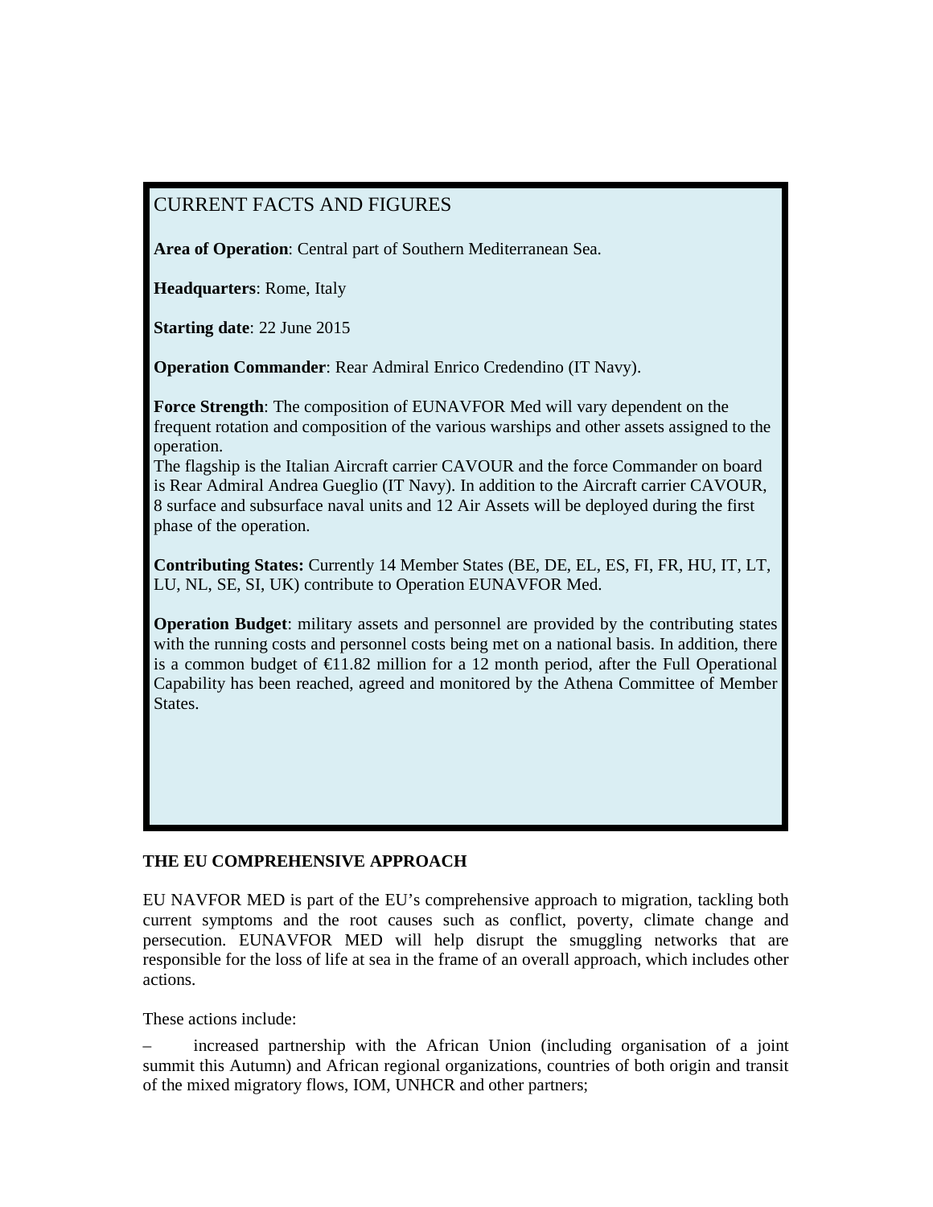## CURRENT FACTS AND FIGURES

**Area of Operation**: Central part of Southern Mediterranean Sea.

**Headquarters**: Rome, Italy

**Starting date**: 22 June 2015

**Operation Commander**: Rear Admiral Enrico Credendino (IT Navy).

**Force Strength**: The composition of EUNAVFOR Med will vary dependent on the frequent rotation and composition of the various warships and other assets assigned to the operation.
The flagship is the Italian Aircraft carrier CAVOUR and the force Commander on board is Rear Admiral Andrea Gueglio (IT Navy). In addition to the Aircraft carrier CAVOUR, 8 surface and subsurface naval units and 12 Air Assets will be deployed during the first phase of the operation.

**Contributing States:** Currently 14 Member States (BE, DE, EL, ES, FI, FR, HU, IT, LT, LU, NL, SE, SI, UK) contribute to Operation EUNAVFOR Med.

**Operation Budget**: military assets and personnel are provided by the contributing states with the running costs and personnel costs being met on a national basis. In addition, there is a common budget of €11.82 million for a 12 month period, after the Full Operational Capability has been reached, agreed and monitored by the Athena Committee of Member States.

**THE EU COMPREHENSIVE APPROACH**

EU NAVFOR MED is part of the EU's comprehensive approach to migration, tackling both current symptoms and the root causes such as conflict, poverty, climate change and persecution. EUNAVFOR MED will help disrupt the smuggling networks that are responsible for the loss of life at sea in the frame of an overall approach, which includes other actions.

These actions include:

– increased partnership with the African Union (including organisation of a joint summit this Autumn) and African regional organizations, countries of both origin and transit of the mixed migratory flows, IOM, UNHCR and other partners;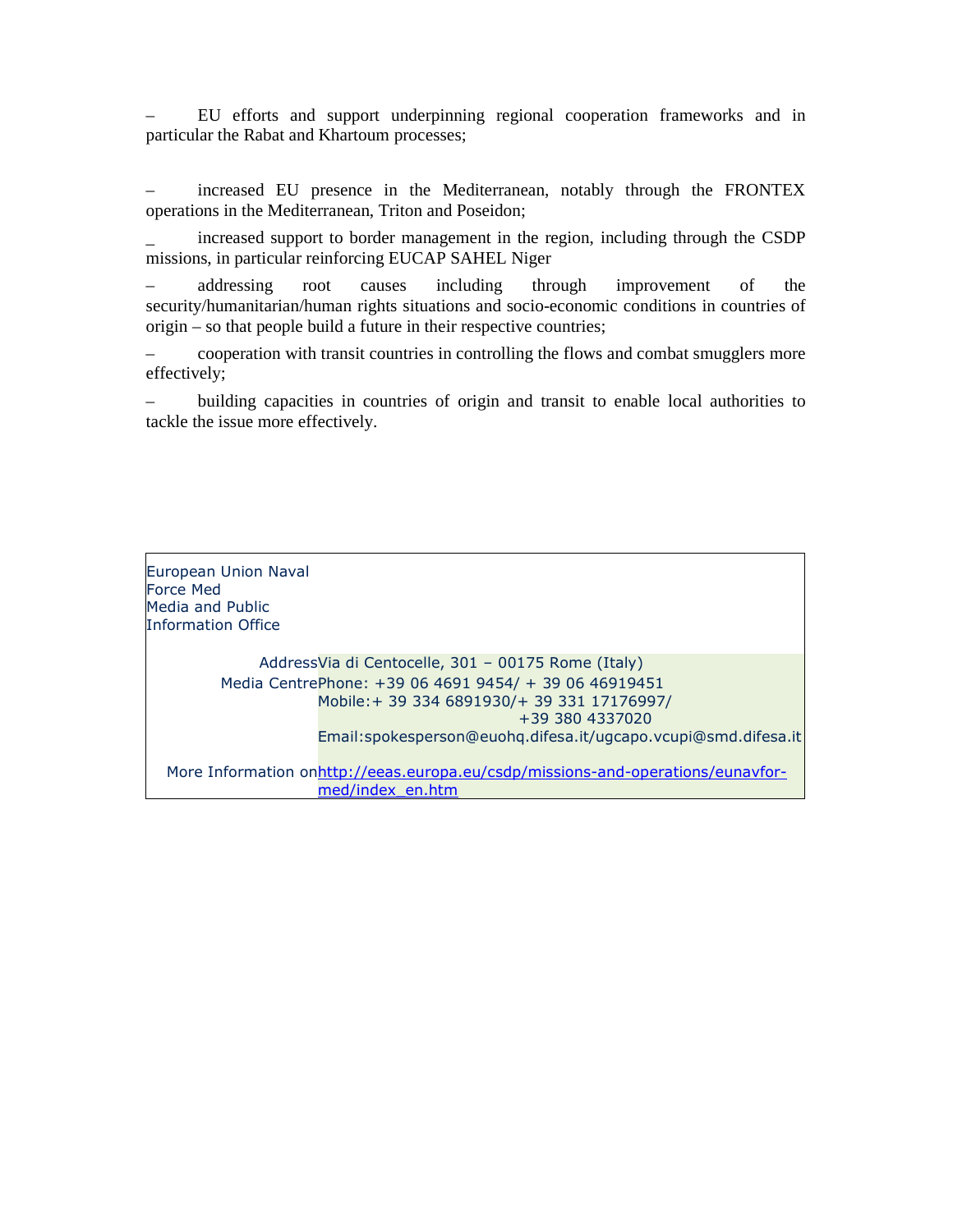– EU efforts and support underpinning regional cooperation frameworks and in particular the Rabat and Khartoum processes;

– increased EU presence in the Mediterranean, notably through the FRONTEX operations in the Mediterranean, Triton and Poseidon;

_ increased support to border management in the region, including through the CSDP missions, in particular reinforcing EUCAP SAHEL Niger

– addressing root causes including through improvement of the security/humanitarian/human rights situations and socio-economic conditions in countries of origin – so that people build a future in their respective countries;

– cooperation with transit countries in controlling the flows and combat smugglers more effectively;

– building capacities in countries of origin and transit to enable local authorities to tackle the issue more effectively.

European Union Naval Force Med
Media and Public Information Office

| | |
|---|---|
| Address | Via di Centocelle, 301 – 00175 Rome (Italy) |
| Media Centre | Phone: +39 06 4691 9454/ + 39 06 46919451<br>Mobile:+ 39 334 6891930/+ 39 331 17176997/ +39 380 4337020<br>Email:spokesperson@euohq.difesa.it/ugcapo.vcupi@smd.difesa.it |
| More Information on | http://eeas.europa.eu/csdp/missions-and-operations/eunavfor-med/index_en.htm |